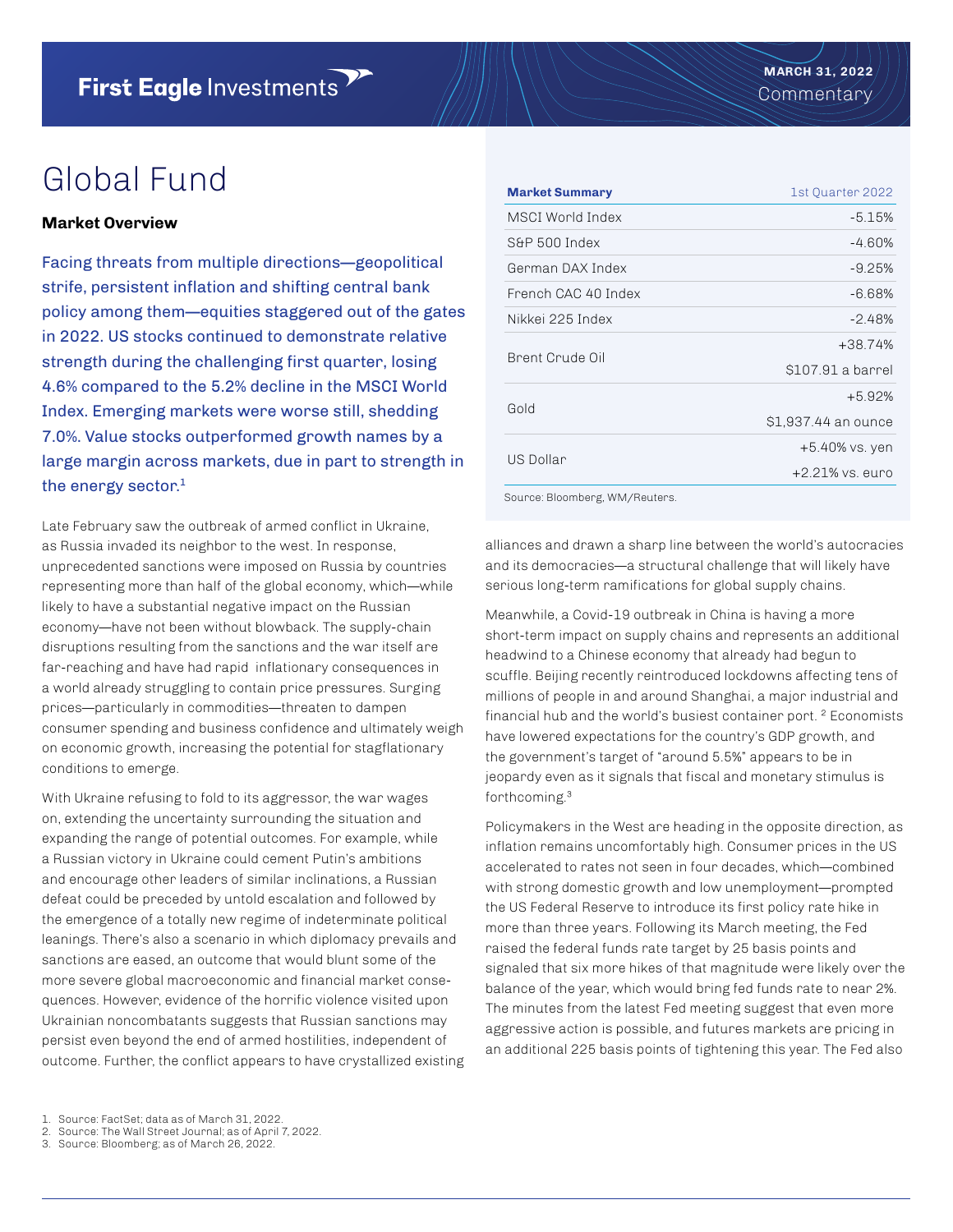First Eagle Investments

MARCH 31, 2022
Commentary

# Global Fund

## Market Overview

Facing threats from multiple directions—geopolitical strife, persistent inflation and shifting central bank policy among them—equities staggered out of the gates in 2022. US stocks continued to demonstrate relative strength during the challenging first quarter, losing 4.6% compared to the 5.2% decline in the MSCI World Index. Emerging markets were worse still, shedding 7.0%. Value stocks outperformed growth names by a large margin across markets, due in part to strength in the energy sector.[1]

| Market Summary | 1st Quarter 2022 |
|---|---|
| MSCI World Index | -5.15% |
| S&P 500 Index | -4.60% |
| German DAX Index | -9.25% |
| French CAC 40 Index | -6.68% |
| Nikkei 225 Index | -2.48% |
| Brent Crude Oil | +38.74%<br>$107.91 a barrel |
| Gold | +5.92%<br>$1,937.44 an ounce |
| US Dollar | +5.40% vs. yen<br>+2.21% vs. euro |

Source: Bloomberg, WM/Reuters.

Late February saw the outbreak of armed conflict in Ukraine, as Russia invaded its neighbor to the west. In response, unprecedented sanctions were imposed on Russia by countries representing more than half of the global economy, which—while likely to have a substantial negative impact on the Russian economy—have not been without blowback. The supply-chain disruptions resulting from the sanctions and the war itself are far-reaching and have had rapid inflationary consequences in a world already struggling to contain price pressures. Surging prices—particularly in commodities—threaten to dampen consumer spending and business confidence and ultimately weigh on economic growth, increasing the potential for stagflationary conditions to emerge.

With Ukraine refusing to fold to its aggressor, the war wages on, extending the uncertainty surrounding the situation and expanding the range of potential outcomes. For example, while a Russian victory in Ukraine could cement Putin's ambitions and encourage other leaders of similar inclinations, a Russian defeat could be preceded by untold escalation and followed by the emergence of a totally new regime of indeterminate political leanings. There's also a scenario in which diplomacy prevails and sanctions are eased, an outcome that would blunt some of the more severe global macroeconomic and financial market consequences. However, evidence of the horrific violence visited upon Ukrainian noncombatants suggests that Russian sanctions may persist even beyond the end of armed hostilities, independent of outcome. Further, the conflict appears to have crystallized existing alliances and drawn a sharp line between the world's autocracies and its democracies—a structural challenge that will likely have serious long-term ramifications for global supply chains.

Meanwhile, a Covid-19 outbreak in China is having a more short-term impact on supply chains and represents an additional headwind to a Chinese economy that already had begun to scuffle. Beijing recently reintroduced lockdowns affecting tens of millions of people in and around Shanghai, a major industrial and financial hub and the world's busiest container port.[2] Economists have lowered expectations for the country's GDP growth, and the government's target of "around 5.5%" appears to be in jeopardy even as it signals that fiscal and monetary stimulus is forthcoming.[3]

Policymakers in the West are heading in the opposite direction, as inflation remains uncomfortably high. Consumer prices in the US accelerated to rates not seen in four decades, which—combined with strong domestic growth and low unemployment—prompted the US Federal Reserve to introduce its first policy rate hike in more than three years. Following its March meeting, the Fed raised the federal funds rate target by 25 basis points and signaled that six more hikes of that magnitude were likely over the balance of the year, which would bring fed funds rate to near 2%. The minutes from the latest Fed meeting suggest that even more aggressive action is possible, and futures markets are pricing in an additional 225 basis points of tightening this year. The Fed also

1. Source: FactSet; data as of March 31, 2022.
2. Source: The Wall Street Journal; as of April 7, 2022.
3. Source: Bloomberg; as of March 26, 2022.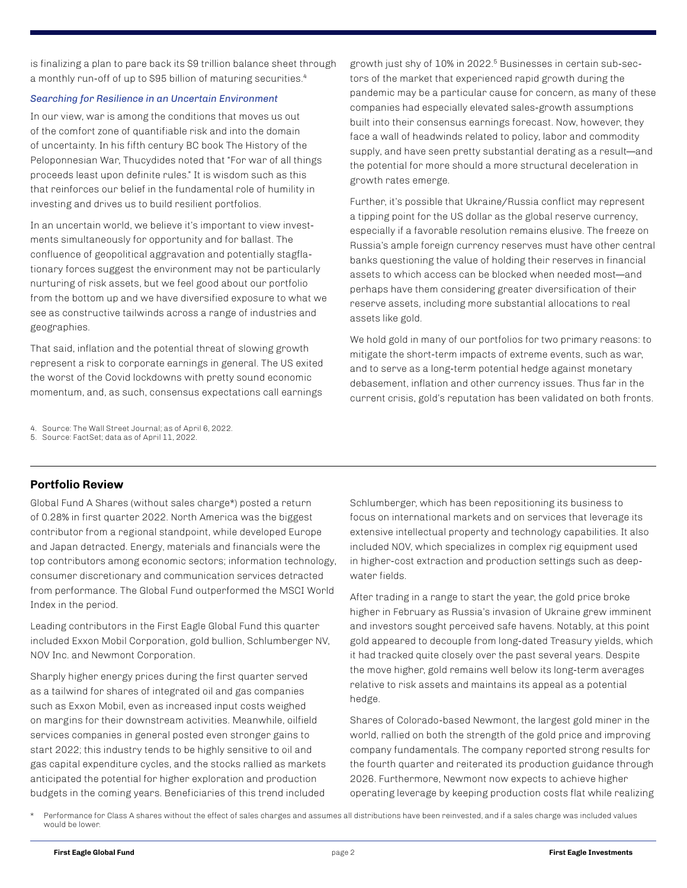is finalizing a plan to pare back its $9 trillion balance sheet through a monthly run-off of up to $95 billion of maturing securities.[4]

### *Searching for Resilience in an Uncertain Environment*

In our view, war is among the conditions that moves us out of the comfort zone of quantifiable risk and into the domain of uncertainty. In his fifth century BC book The History of the Peloponnesian War, Thucydides noted that "For war of all things proceeds least upon definite rules." It is wisdom such as this that reinforces our belief in the fundamental role of humility in investing and drives us to build resilient portfolios.

In an uncertain world, we believe it's important to view investments simultaneously for opportunity and for ballast. The confluence of geopolitical aggravation and potentially stagflationary forces suggest the environment may not be particularly nurturing of risk assets, but we feel good about our portfolio from the bottom up and we have diversified exposure to what we see as constructive tailwinds across a range of industries and geographies.

That said, inflation and the potential threat of slowing growth represent a risk to corporate earnings in general. The US exited the worst of the Covid lockdowns with pretty sound economic momentum, and, as such, consensus expectations call earnings growth just shy of 10% in 2022.[5] Businesses in certain sub-sectors of the market that experienced rapid growth during the pandemic may be a particular cause for concern, as many of these companies had especially elevated sales-growth assumptions built into their consensus earnings forecast. Now, however, they face a wall of headwinds related to policy, labor and commodity supply, and have seen pretty substantial derating as a result—and the potential for more should a more structural deceleration in growth rates emerge.

Further, it's possible that Ukraine/Russia conflict may represent a tipping point for the US dollar as the global reserve currency, especially if a favorable resolution remains elusive. The freeze on Russia's ample foreign currency reserves must have other central banks questioning the value of holding their reserves in financial assets to which access can be blocked when needed most—and perhaps have them considering greater diversification of their reserve assets, including more substantial allocations to real assets like gold.

We hold gold in many of our portfolios for two primary reasons: to mitigate the short-term impacts of extreme events, such as war, and to serve as a long-term potential hedge against monetary debasement, inflation and other currency issues. Thus far in the current crisis, gold's reputation has been validated on both fronts.

4. Source: The Wall Street Journal; as of April 6, 2022.
5. Source: FactSet; data as of April 11, 2022.

## Portfolio Review

Global Fund A Shares (without sales charge*) posted a return of 0.28% in first quarter 2022. North America was the biggest contributor from a regional standpoint, while developed Europe and Japan detracted. Energy, materials and financials were the top contributors among economic sectors; information technology, consumer discretionary and communication services detracted from performance. The Global Fund outperformed the MSCI World Index in the period.

Leading contributors in the First Eagle Global Fund this quarter included Exxon Mobil Corporation, gold bullion, Schlumberger NV, NOV Inc. and Newmont Corporation.

Sharply higher energy prices during the first quarter served as a tailwind for shares of integrated oil and gas companies such as Exxon Mobil, even as increased input costs weighed on margins for their downstream activities. Meanwhile, oilfield services companies in general posted even stronger gains to start 2022; this industry tends to be highly sensitive to oil and gas capital expenditure cycles, and the stocks rallied as markets anticipated the potential for higher exploration and production budgets in the coming years. Beneficiaries of this trend included Schlumberger, which has been repositioning its business to focus on international markets and on services that leverage its extensive intellectual property and technology capabilities. It also included NOV, which specializes in complex rig equipment used in higher-cost extraction and production settings such as deepwater fields.

After trading in a range to start the year, the gold price broke higher in February as Russia's invasion of Ukraine grew imminent and investors sought perceived safe havens. Notably, at this point gold appeared to decouple from long-dated Treasury yields, which it had tracked quite closely over the past several years. Despite the move higher, gold remains well below its long-term averages relative to risk assets and maintains its appeal as a potential hedge.

Shares of Colorado-based Newmont, the largest gold miner in the world, rallied on both the strength of the gold price and improving company fundamentals. The company reported strong results for the fourth quarter and reiterated its production guidance through 2026. Furthermore, Newmont now expects to achieve higher operating leverage by keeping production costs flat while realizing

\* Performance for Class A shares without the effect of sales charges and assumes all distributions have been reinvested, and if a sales charge was included values would be lower.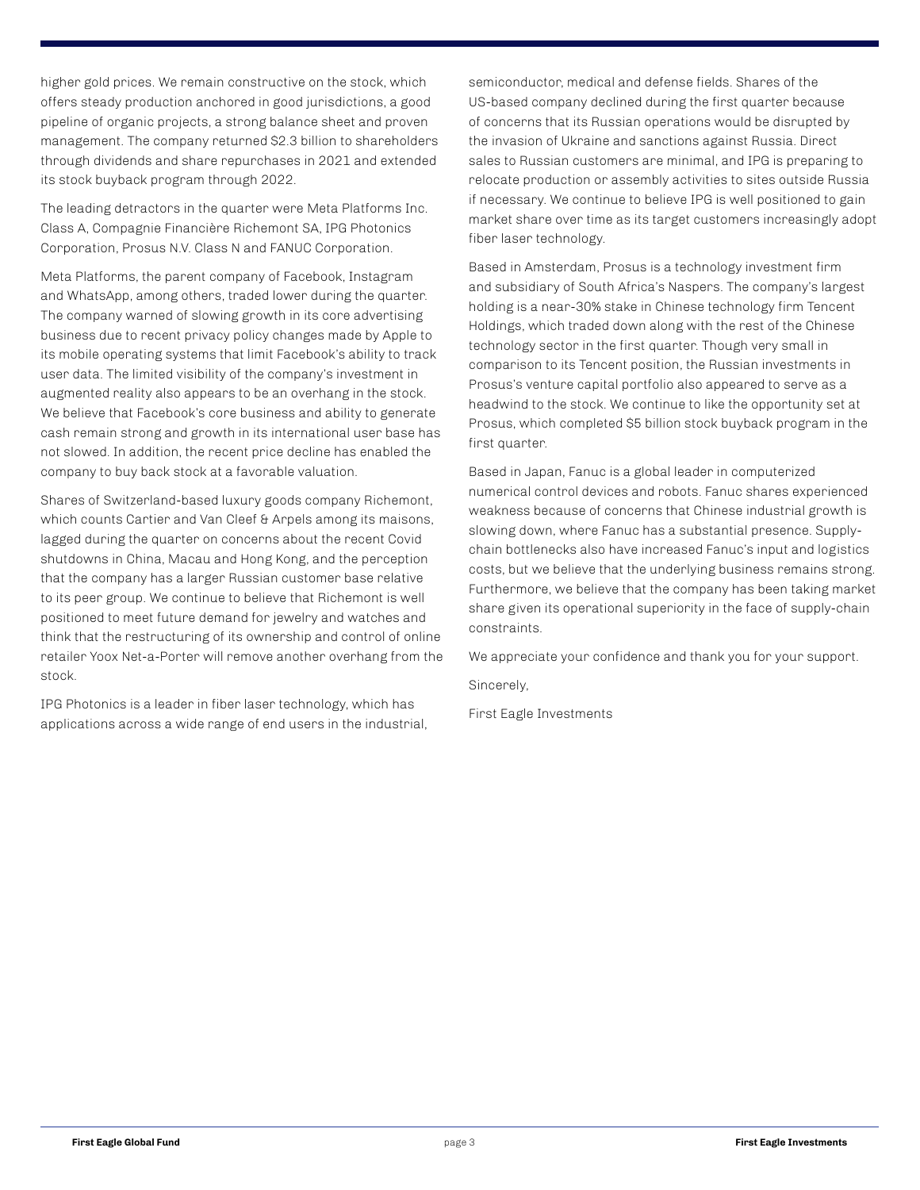higher gold prices. We remain constructive on the stock, which offers steady production anchored in good jurisdictions, a good pipeline of organic projects, a strong balance sheet and proven management. The company returned $2.3 billion to shareholders through dividends and share repurchases in 2021 and extended its stock buyback program through 2022.

The leading detractors in the quarter were Meta Platforms Inc. Class A, Compagnie Financière Richemont SA, IPG Photonics Corporation, Prosus N.V. Class N and FANUC Corporation.

Meta Platforms, the parent company of Facebook, Instagram and WhatsApp, among others, traded lower during the quarter. The company warned of slowing growth in its core advertising business due to recent privacy policy changes made by Apple to its mobile operating systems that limit Facebook's ability to track user data. The limited visibility of the company's investment in augmented reality also appears to be an overhang in the stock. We believe that Facebook's core business and ability to generate cash remain strong and growth in its international user base has not slowed. In addition, the recent price decline has enabled the company to buy back stock at a favorable valuation.

Shares of Switzerland-based luxury goods company Richemont, which counts Cartier and Van Cleef & Arpels among its maisons, lagged during the quarter on concerns about the recent Covid shutdowns in China, Macau and Hong Kong, and the perception that the company has a larger Russian customer base relative to its peer group. We continue to believe that Richemont is well positioned to meet future demand for jewelry and watches and think that the restructuring of its ownership and control of online retailer Yoox Net-a-Porter will remove another overhang from the stock.

IPG Photonics is a leader in fiber laser technology, which has applications across a wide range of end users in the industrial, semiconductor, medical and defense fields. Shares of the US-based company declined during the first quarter because of concerns that its Russian operations would be disrupted by the invasion of Ukraine and sanctions against Russia. Direct sales to Russian customers are minimal, and IPG is preparing to relocate production or assembly activities to sites outside Russia if necessary. We continue to believe IPG is well positioned to gain market share over time as its target customers increasingly adopt fiber laser technology.

Based in Amsterdam, Prosus is a technology investment firm and subsidiary of South Africa's Naspers. The company's largest holding is a near-30% stake in Chinese technology firm Tencent Holdings, which traded down along with the rest of the Chinese technology sector in the first quarter. Though very small in comparison to its Tencent position, the Russian investments in Prosus's venture capital portfolio also appeared to serve as a headwind to the stock. We continue to like the opportunity set at Prosus, which completed $5 billion stock buyback program in the first quarter.

Based in Japan, Fanuc is a global leader in computerized numerical control devices and robots. Fanuc shares experienced weakness because of concerns that Chinese industrial growth is slowing down, where Fanuc has a substantial presence. Supply-chain bottlenecks also have increased Fanuc's input and logistics costs, but we believe that the underlying business remains strong. Furthermore, we believe that the company has been taking market share given its operational superiority in the face of supply-chain constraints.

We appreciate your confidence and thank you for your support.

Sincerely,

First Eagle Investments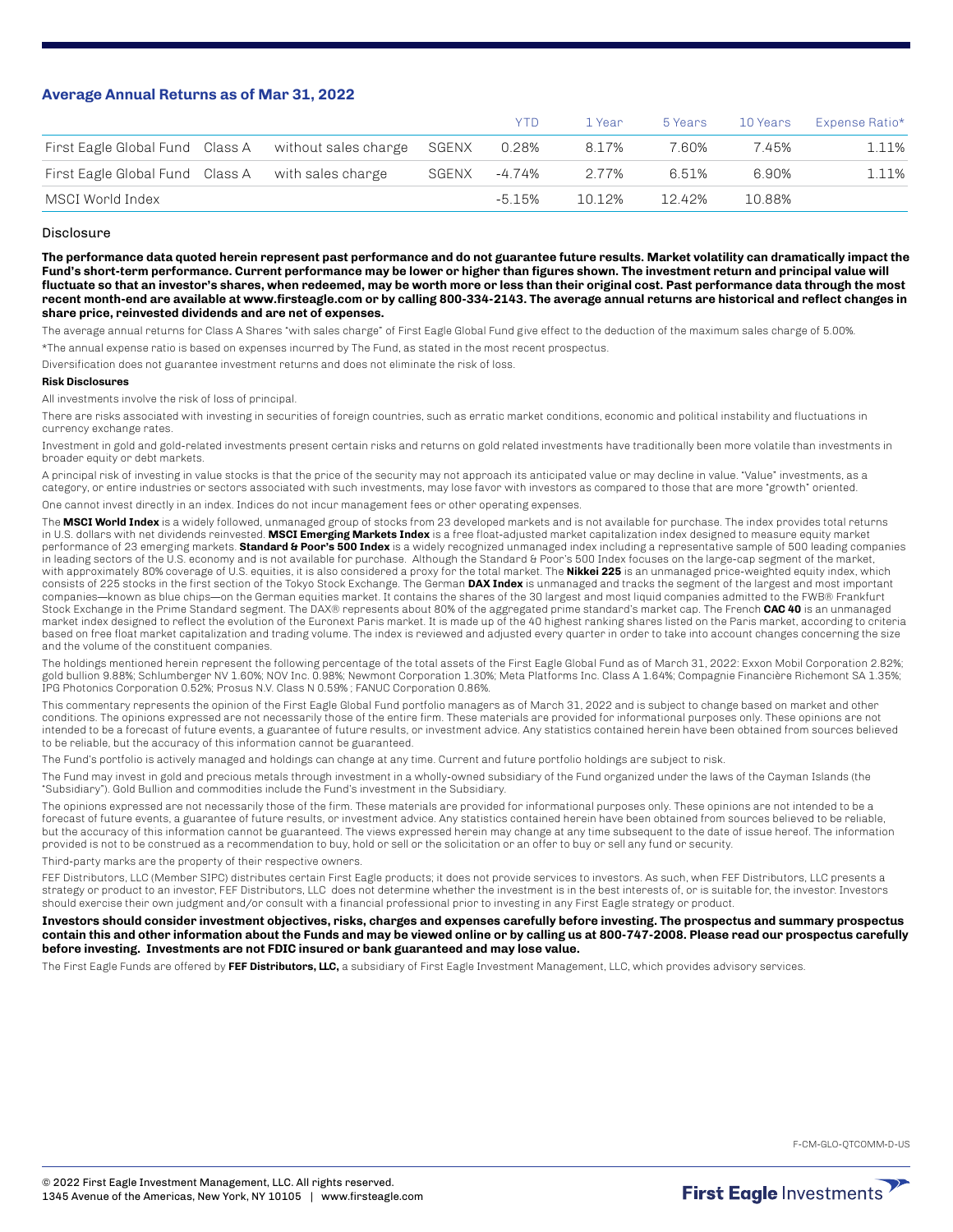## Average Annual Returns as of Mar 31, 2022

| | | | | YTD | 1 Year | 5 Years | 10 Years | Expense Ratio* |
|---|---|---|---|---|---|---|---|---|
| First Eagle Global Fund | Class A | without sales charge | SGENX | 0.28% | 8.17% | 7.60% | 7.45% | 1.11% |
| First Eagle Global Fund | Class A | with sales charge | SGENX | -4.74% | 2.77% | 6.51% | 6.90% | 1.11% |
| MSCI World Index | | | | -5.15% | 10.12% | 12.42% | 10.88% | |

Disclosure

**The performance data quoted herein represent past performance and do not guarantee future results. Market volatility can dramatically impact the Fund's short-term performance. Current performance may be lower or higher than figures shown. The investment return and principal value will fluctuate so that an investor's shares, when redeemed, may be worth more or less than their original cost. Past performance data through the most recent month-end are available at www.firsteagle.com or by calling 800-334-2143. The average annual returns are historical and reflect changes in share price, reinvested dividends and are net of expenses.**

The average annual returns for Class A Shares "with sales charge" of First Eagle Global Fund give effect to the deduction of the maximum sales charge of 5.00%.

*The annual expense ratio is based on expenses incurred by The Fund, as stated in the most recent prospectus.

Diversification does not guarantee investment returns and does not eliminate the risk of loss.

**Risk Disclosures**

All investments involve the risk of loss of principal.

There are risks associated with investing in securities of foreign countries, such as erratic market conditions, economic and political instability and fluctuations in currency exchange rates.

Investment in gold and gold-related investments present certain risks and returns on gold related investments have traditionally been more volatile than investments in broader equity or debt markets.

A principal risk of investing in value stocks is that the price of the security may not approach its anticipated value or may decline in value. "Value" investments, as a category, or entire industries or sectors associated with such investments, may lose favor with investors as compared to those that are more "growth" oriented.

One cannot invest directly in an index. Indices do not incur management fees or other operating expenses.

The **MSCI World Index** is a widely followed, unmanaged group of stocks from 23 developed markets and is not available for purchase. The index provides total returns in U.S. dollars with net dividends reinvested. **MSCI Emerging Markets Index** is a free float-adjusted market capitalization index designed to measure equity market performance of 23 emerging markets. **Standard & Poor's 500 Index** is a widely recognized unmanaged index including a representative sample of 500 leading companies in leading sectors of the U.S. economy and is not available for purchase. Although the Standard & Poor's 500 Index focuses on the large-cap segment of the market, with approximately 80% coverage of U.S. equities, it is also considered a proxy for the total market. The **Nikkei 225** is an unmanaged price-weighted equity index, which consists of 225 stocks in the first section of the Tokyo Stock Exchange. The German **DAX Index** is unmanaged and tracks the segment of the largest and most important companies—known as blue chips—on the German equities market. It contains the shares of the 30 largest and most liquid companies admitted to the FWB® Frankfurt Stock Exchange in the Prime Standard segment. The DAX® represents about 80% of the aggregated prime standard's market cap. The French **CAC 40** is an unmanaged market index designed to reflect the evolution of the Euronext Paris market. It is made up of the 40 highest ranking shares listed on the Paris market, according to criteria based on free float market capitalization and trading volume. The index is reviewed and adjusted every quarter in order to take into account changes concerning the size and the volume of the constituent companies.

The holdings mentioned herein represent the following percentage of the total assets of the First Eagle Global Fund as of March 31, 2022: Exxon Mobil Corporation 2.82%; gold bullion 9.88%; Schlumberger NV 1.60%; NOV Inc. 0.98%; Newmont Corporation 1.30%; Meta Platforms Inc. Class A 1.64%; Compagnie Financière Richemont SA 1.35%; IPG Photonics Corporation 0.52%; Prosus N.V. Class N 0.59% ; FANUC Corporation 0.86%.

This commentary represents the opinion of the First Eagle Global Fund portfolio managers as of March 31, 2022 and is subject to change based on market and other conditions. The opinions expressed are not necessarily those of the entire firm. These materials are provided for informational purposes only. These opinions are not intended to be a forecast of future events, a guarantee of future results, or investment advice. Any statistics contained herein have been obtained from sources believed to be reliable, but the accuracy of this information cannot be guaranteed.

The Fund's portfolio is actively managed and holdings can change at any time. Current and future portfolio holdings are subject to risk.

The Fund may invest in gold and precious metals through investment in a wholly-owned subsidiary of the Fund organized under the laws of the Cayman Islands (the "Subsidiary"). Gold Bullion and commodities include the Fund's investment in the Subsidiary.

The opinions expressed are not necessarily those of the firm. These materials are provided for informational purposes only. These opinions are not intended to be a forecast of future events, a guarantee of future results, or investment advice. Any statistics contained herein have been obtained from sources believed to be reliable, but the accuracy of this information cannot be guaranteed. The views expressed herein may change at any time subsequent to the date of issue hereof. The information provided is not to be construed as a recommendation to buy, hold or sell or the solicitation or an offer to buy or sell any fund or security.

Third-party marks are the property of their respective owners.

FEF Distributors, LLC (Member SIPC) distributes certain First Eagle products; it does not provide services to investors. As such, when FEF Distributors, LLC presents a strategy or product to an investor, FEF Distributors, LLC does not determine whether the investment is in the best interests of, or is suitable for, the investor. Investors should exercise their own judgment and/or consult with a financial professional prior to investing in any First Eagle strategy or product.

**Investors should consider investment objectives, risks, charges and expenses carefully before investing. The prospectus and summary prospectus contain this and other information about the Funds and may be viewed online or by calling us at 800-747-2008. Please read our prospectus carefully before investing. Investments are not FDIC insured or bank guaranteed and may lose value.**

The First Eagle Funds are offered by **FEF Distributors, LLC,** a subsidiary of First Eagle Investment Management, LLC, which provides advisory services.

F-CM-GLO-QTCOMM-D-US

© 2022 First Eagle Investment Management, LLC. All rights reserved.
1345 Avenue of the Americas, New York, NY 10105 | www.firsteagle.com

First Eagle Investments